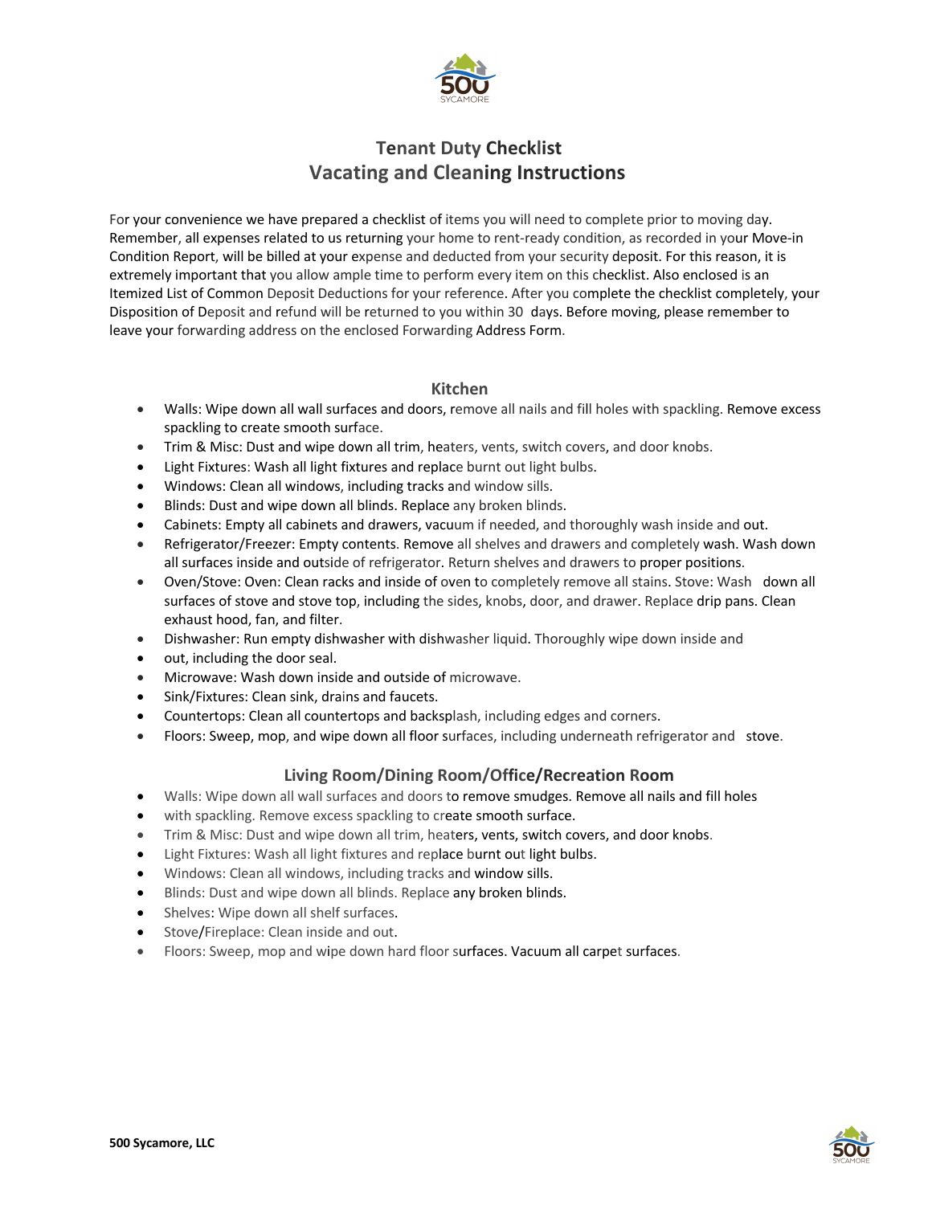# Tenant Duty Checklist
## Vacating and Cleaning Instructions

For your convenience we have prepared a checklist of items you will need to complete prior to moving day. Remember, all expenses related to us returning your home to rent-ready condition, as recorded in your Move-in Condition Report, will be billed at your expense and deducted from your security deposit. For this reason, it is extremely important that you allow ample time to perform every item on this checklist. Also enclosed is an Itemized List of Common Deposit Deductions for your reference. After you complete the checklist completely, your Disposition of Deposit and refund will be returned to you within 30 days. Before moving, please remember to leave your forwarding address on the enclosed Forwarding Address Form.

### Kitchen

- Walls: Wipe down all wall surfaces and doors, remove all nails and fill holes with spackling. Remove excess spackling to create smooth surface.
- Trim & Misc: Dust and wipe down all trim, heaters, vents, switch covers, and door knobs.
- Light Fixtures: Wash all light fixtures and replace burnt out light bulbs.
- Windows: Clean all windows, including tracks and window sills.
- Blinds: Dust and wipe down all blinds. Replace any broken blinds.
- Cabinets: Empty all cabinets and drawers, vacuum if needed, and thoroughly wash inside and out.
- Refrigerator/Freezer: Empty contents. Remove all shelves and drawers and completely wash. Wash down all surfaces inside and outside of refrigerator. Return shelves and drawers to proper positions.
- Oven/Stove: Oven: Clean racks and inside of oven to completely remove all stains. Stove: Wash down all surfaces of stove and stove top, including the sides, knobs, door, and drawer. Replace drip pans. Clean exhaust hood, fan, and filter.
- Dishwasher: Run empty dishwasher with dishwasher liquid. Thoroughly wipe down inside and
- out, including the door seal.
- Microwave: Wash down inside and outside of microwave.
- Sink/Fixtures: Clean sink, drains and faucets.
- Countertops: Clean all countertops and backsplash, including edges and corners.
- Floors: Sweep, mop, and wipe down all floor surfaces, including underneath refrigerator and stove.

### Living Room/Dining Room/Office/Recreation Room

- Walls: Wipe down all wall surfaces and doors to remove smudges. Remove all nails and fill holes
- with spackling. Remove excess spackling to create smooth surface.
- Trim & Misc: Dust and wipe down all trim, heaters, vents, switch covers, and door knobs.
- Light Fixtures: Wash all light fixtures and replace burnt out light bulbs.
- Windows: Clean all windows, including tracks and window sills.
- Blinds: Dust and wipe down all blinds. Replace any broken blinds.
- Shelves: Wipe down all shelf surfaces.
- Stove/Fireplace: Clean inside and out.
- Floors: Sweep, mop and wipe down hard floor surfaces. Vacuum all carpet surfaces.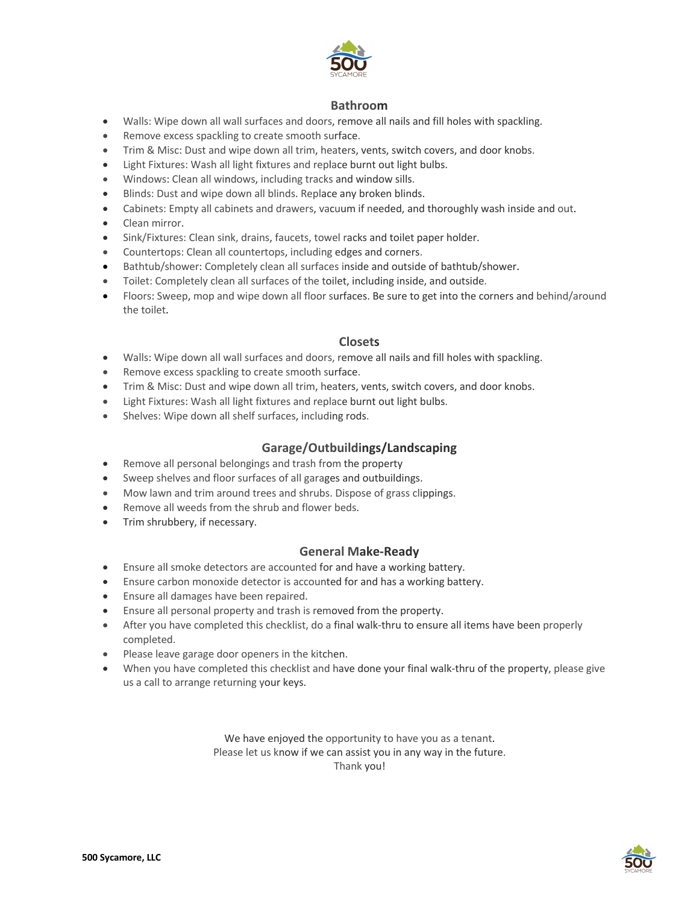## Bathroom

- Walls: Wipe down all wall surfaces and doors, remove all nails and fill holes with spackling.
- Remove excess spackling to create smooth surface.
- Trim & Misc: Dust and wipe down all trim, heaters, vents, switch covers, and door knobs.
- Light Fixtures: Wash all light fixtures and replace burnt out light bulbs.
- Windows: Clean all windows, including tracks and window sills.
- Blinds: Dust and wipe down all blinds. Replace any broken blinds.
- Cabinets: Empty all cabinets and drawers, vacuum if needed, and thoroughly wash inside and out.
- Clean mirror.
- Sink/Fixtures: Clean sink, drains, faucets, towel racks and toilet paper holder.
- Countertops: Clean all countertops, including edges and corners.
- Bathtub/shower: Completely clean all surfaces inside and outside of bathtub/shower.
- Toilet: Completely clean all surfaces of the toilet, including inside, and outside.
- Floors: Sweep, mop and wipe down all floor surfaces. Be sure to get into the corners and behind/around the toilet.

## Closets

- Walls: Wipe down all wall surfaces and doors, remove all nails and fill holes with spackling.
- Remove excess spackling to create smooth surface.
- Trim & Misc: Dust and wipe down all trim, heaters, vents, switch covers, and door knobs.
- Light Fixtures: Wash all light fixtures and replace burnt out light bulbs.
- Shelves: Wipe down all shelf surfaces, including rods.

## Garage/Outbuildings/Landscaping

- Remove all personal belongings and trash from the property
- Sweep shelves and floor surfaces of all garages and outbuildings.
- Mow lawn and trim around trees and shrubs. Dispose of grass clippings.
- Remove all weeds from the shrub and flower beds.
- Trim shrubbery, if necessary.

## General Make-Ready

- Ensure all smoke detectors are accounted for and have a working battery.
- Ensure carbon monoxide detector is accounted for and has a working battery.
- Ensure all damages have been repaired.
- Ensure all personal property and trash is removed from the property.
- After you have completed this checklist, do a final walk-thru to ensure all items have been properly completed.
- Please leave garage door openers in the kitchen.
- When you have completed this checklist and have done your final walk-thru of the property, please give us a call to arrange returning your keys.

We have enjoyed the opportunity to have you as a tenant.
Please let us know if we can assist you in any way in the future.
Thank you!